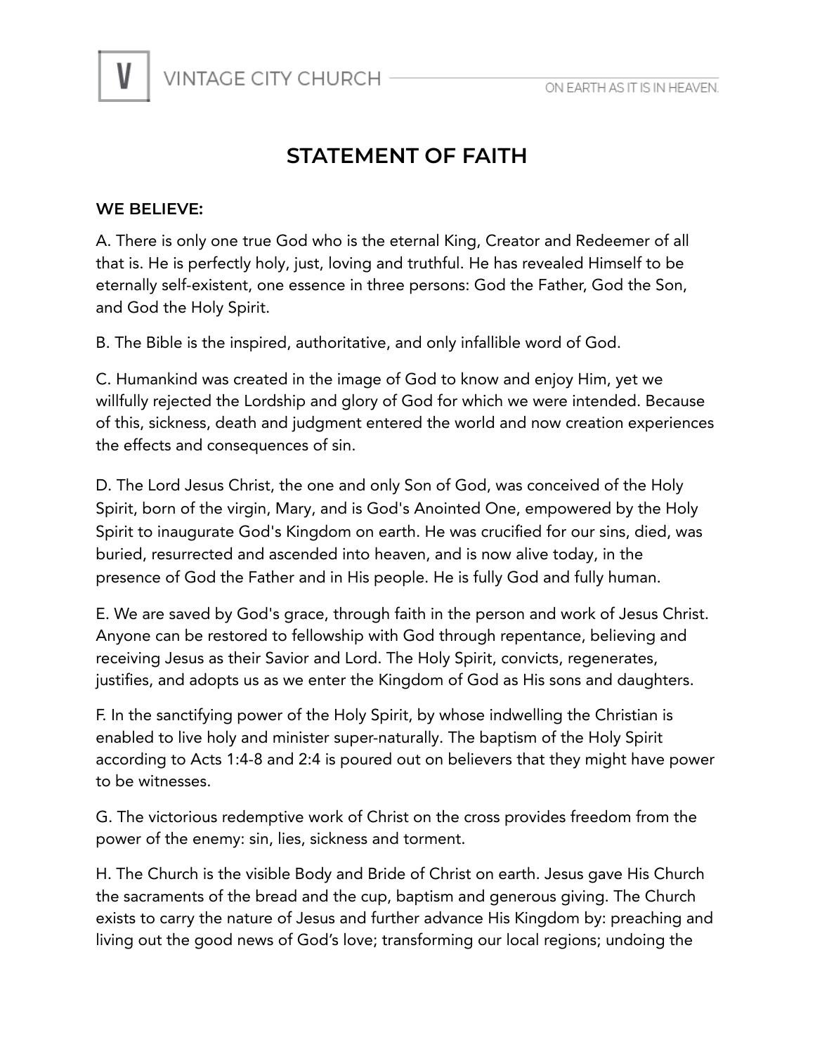# STATEMENT OF FAITH

**WE BELIEVE:**

A. There is only one true God who is the eternal King, Creator and Redeemer of all that is. He is perfectly holy, just, loving and truthful. He has revealed Himself to be eternally self-existent, one essence in three persons: God the Father, God the Son, and God the Holy Spirit.

B. The Bible is the inspired, authoritative, and only infallible word of God.

C. Humankind was created in the image of God to know and enjoy Him, yet we willfully rejected the Lordship and glory of God for which we were intended. Because of this, sickness, death and judgment entered the world and now creation experiences the effects and consequences of sin.

D. The Lord Jesus Christ, the one and only Son of God, was conceived of the Holy Spirit, born of the virgin, Mary, and is God's Anointed One, empowered by the Holy Spirit to inaugurate God's Kingdom on earth. He was crucified for our sins, died, was buried, resurrected and ascended into heaven, and is now alive today, in the presence of God the Father and in His people. He is fully God and fully human.

E. We are saved by God's grace, through faith in the person and work of Jesus Christ. Anyone can be restored to fellowship with God through repentance, believing and receiving Jesus as their Savior and Lord. The Holy Spirit, convicts, regenerates, justifies, and adopts us as we enter the Kingdom of God as His sons and daughters.

F. In the sanctifying power of the Holy Spirit, by whose indwelling the Christian is enabled to live holy and minister super-naturally. The baptism of the Holy Spirit according to Acts 1:4-8 and 2:4 is poured out on believers that they might have power to be witnesses.

G. The victorious redemptive work of Christ on the cross provides freedom from the power of the enemy: sin, lies, sickness and torment.

H. The Church is the visible Body and Bride of Christ on earth. Jesus gave His Church the sacraments of the bread and the cup, baptism and generous giving. The Church exists to carry the nature of Jesus and further advance His Kingdom by: preaching and living out the good news of God's love; transforming our local regions; undoing the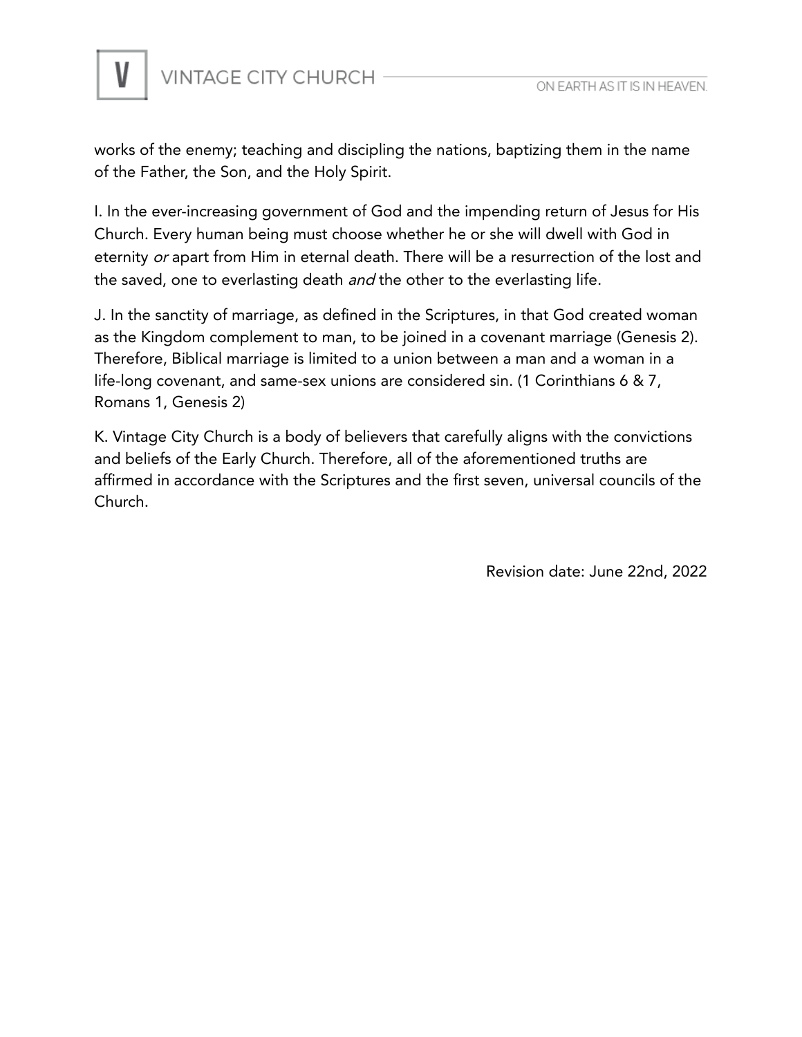works of the enemy; teaching and discipling the nations, baptizing them in the name of the Father, the Son, and the Holy Spirit.

I. In the ever-increasing government of God and the impending return of Jesus for His Church. Every human being must choose whether he or she will dwell with God in eternity *or* apart from Him in eternal death. There will be a resurrection of the lost and the saved, one to everlasting death *and* the other to the everlasting life.

J. In the sanctity of marriage, as defined in the Scriptures, in that God created woman as the Kingdom complement to man, to be joined in a covenant marriage (Genesis 2). Therefore, Biblical marriage is limited to a union between a man and a woman in a life-long covenant, and same-sex unions are considered sin. (1 Corinthians 6 & 7, Romans 1, Genesis 2)

K. Vintage City Church is a body of believers that carefully aligns with the convictions and beliefs of the Early Church. Therefore, all of the aforementioned truths are affirmed in accordance with the Scriptures and the first seven, universal councils of the Church.

Revision date: June 22nd, 2022